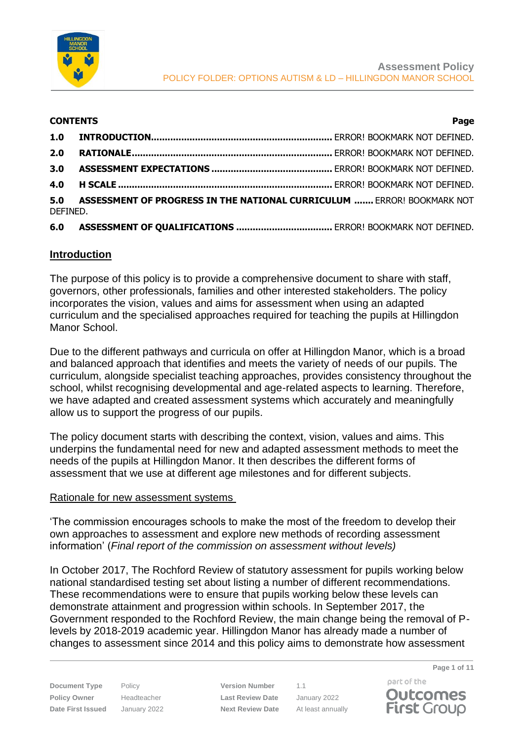**CONTENTS**

| | | Page |
|---|---|---|
| **1.0** | **INTRODUCTION** | ERROR! BOOKMARK NOT DEFINED. |
| **2.0** | **RATIONALE** | ERROR! BOOKMARK NOT DEFINED. |
| **3.0** | **ASSESSMENT EXPECTATIONS** | ERROR! BOOKMARK NOT DEFINED. |
| **4.0** | **H SCALE** | ERROR! BOOKMARK NOT DEFINED. |
| **5.0** | **ASSESSMENT OF PROGRESS IN THE NATIONAL CURRICULUM** | ERROR! BOOKMARK NOT DEFINED. |
| **6.0** | **ASSESSMENT OF QUALIFICATIONS** | ERROR! BOOKMARK NOT DEFINED. |

## Introduction

The purpose of this policy is to provide a comprehensive document to share with staff, governors, other professionals, families and other interested stakeholders. The policy incorporates the vision, values and aims for assessment when using an adapted curriculum and the specialised approaches required for teaching the pupils at Hillingdon Manor School.

Due to the different pathways and curricula on offer at Hillingdon Manor, which is a broad and balanced approach that identifies and meets the variety of needs of our pupils. The curriculum, alongside specialist teaching approaches, provides consistency throughout the school, whilst recognising developmental and age-related aspects to learning. Therefore, we have adapted and created assessment systems which accurately and meaningfully allow us to support the progress of our pupils.

The policy document starts with describing the context, vision, values and aims. This underpins the fundamental need for new and adapted assessment methods to meet the needs of the pupils at Hillingdon Manor. It then describes the different forms of assessment that we use at different age milestones and for different subjects.

### Rationale for new assessment systems

'The commission encourages schools to make the most of the freedom to develop their own approaches to assessment and explore new methods of recording assessment information' (*Final report of the commission on assessment without levels)*

In October 2017, The Rochford Review of statutory assessment for pupils working below national standardised testing set about listing a number of different recommendations. These recommendations were to ensure that pupils working below these levels can demonstrate attainment and progression within schools. In September 2017, the Government responded to the Rochford Review, the main change being the removal of P-levels by 2018-2019 academic year. Hillingdon Manor has already made a number of changes to assessment since 2014 and this policy aims to demonstrate how assessment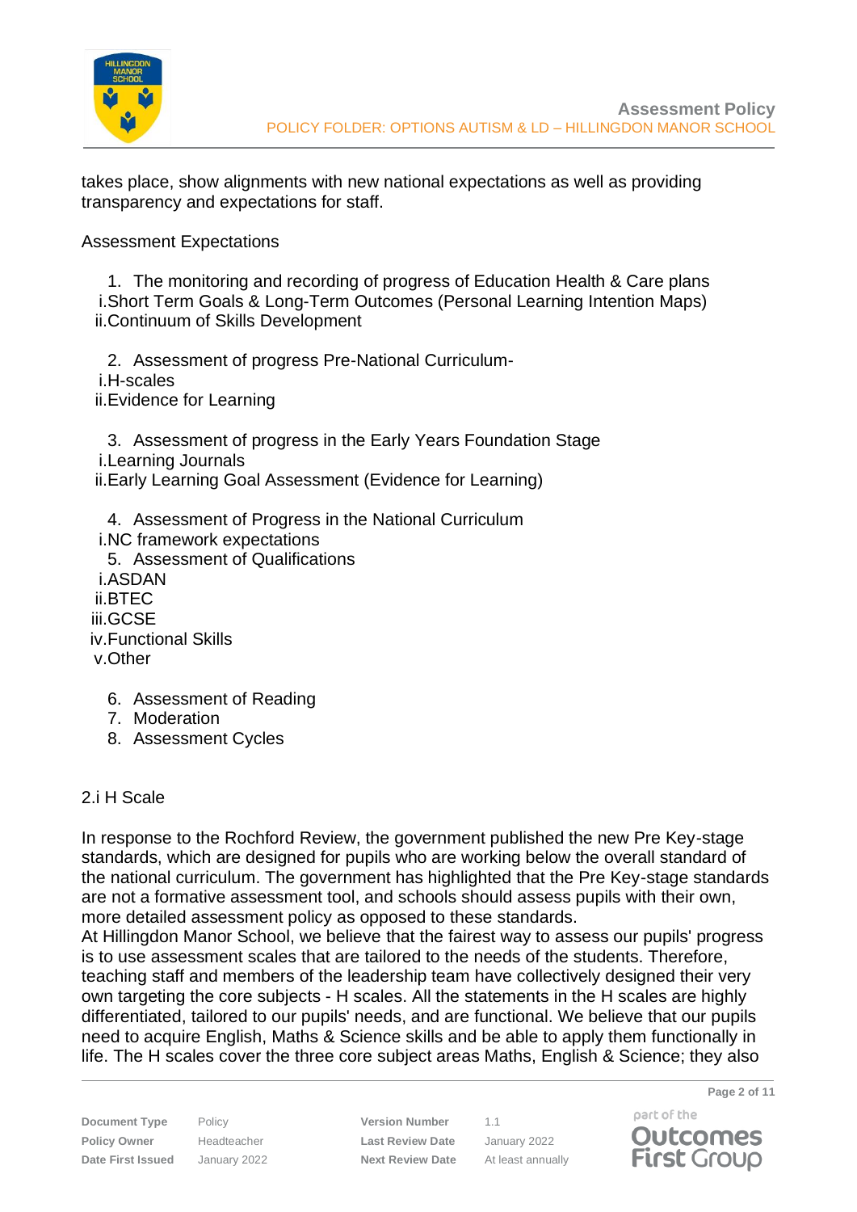takes place, show alignments with new national expectations as well as providing transparency and expectations for staff.

Assessment Expectations

1. The monitoring and recording of progress of Education Health & Care plans
   - i. Short Term Goals & Long-Term Outcomes (Personal Learning Intention Maps)
   - ii. Continuum of Skills Development

2. Assessment of progress Pre-National Curriculum-
   - i. H-scales
   - ii. Evidence for Learning

3. Assessment of progress in the Early Years Foundation Stage
   - i. Learning Journals
   - ii. Early Learning Goal Assessment (Evidence for Learning)

4. Assessment of Progress in the National Curriculum
   - i. NC framework expectations
5. Assessment of Qualifications
   - i. ASDAN
   - ii. BTEC
   - iii. GCSE
   - iv. Functional Skills
   - v. Other

6. Assessment of Reading
7. Moderation
8. Assessment Cycles

2.i H Scale

In response to the Rochford Review, the government published the new Pre Key-stage standards, which are designed for pupils who are working below the overall standard of the national curriculum. The government has highlighted that the Pre Key-stage standards are not a formative assessment tool, and schools should assess pupils with their own, more detailed assessment policy as opposed to these standards.
At Hillingdon Manor School, we believe that the fairest way to assess our pupils' progress is to use assessment scales that are tailored to the needs of the students. Therefore, teaching staff and members of the leadership team have collectively designed their very own targeting the core subjects - H scales. All the statements in the H scales are highly differentiated, tailored to our pupils' needs, and are functional. We believe that our pupils need to acquire English, Maths & Science skills and be able to apply them functionally in life. The H scales cover the three core subject areas Maths, English & Science; they also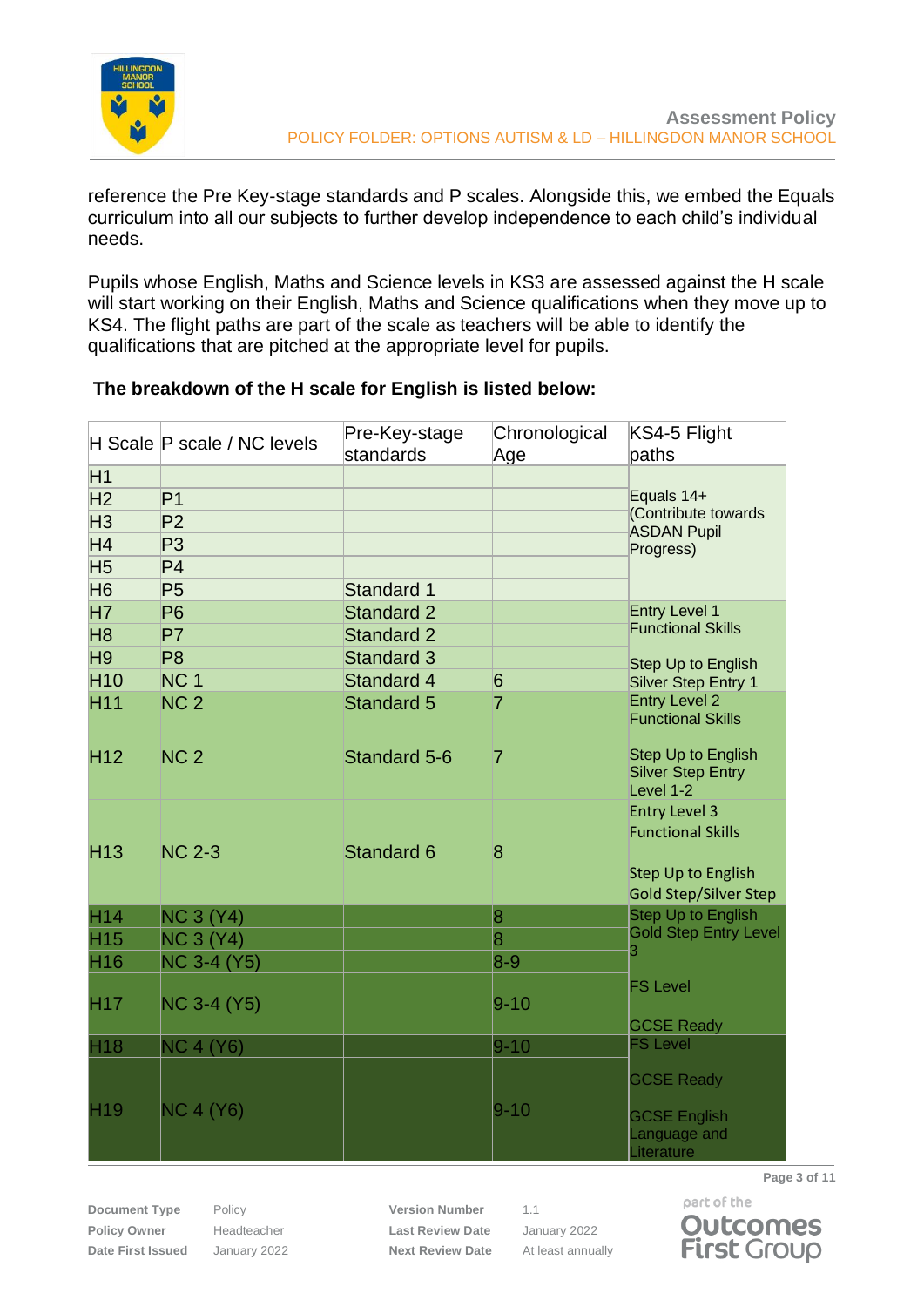reference the Pre Key-stage standards and P scales. Alongside this, we embed the Equals curriculum into all our subjects to further develop independence to each child's individual needs.

Pupils whose English, Maths and Science levels in KS3 are assessed against the H scale will start working on their English, Maths and Science qualifications when they move up to KS4. The flight paths are part of the scale as teachers will be able to identify the qualifications that are pitched at the appropriate level for pupils.

**The breakdown of the H scale for English is listed below:**

| H Scale | P scale / NC levels | Pre-Key-stage standards | Chronological Age | KS4-5 Flight paths |
|---|---|---|---|---|
| H1 | | | | Equals 14+ (Contribute towards ASDAN Pupil Progress) |
| H2 | P1 | | | |
| H3 | P2 | | | |
| H4 | P3 | | | |
| H5 | P4 | | | |
| H6 | P5 | Standard 1 | | |
| H7 | P6 | Standard 2 | | Entry Level 1 Functional Skills<br><br>Step Up to English Silver Step Entry 1 |
| H8 | P7 | Standard 2 | | |
| H9 | P8 | Standard 3 | | |
| H10 | NC 1 | Standard 4 | 6 | |
| H11 | NC 2 | Standard 5 | 7 | Entry Level 2 Functional Skills<br><br>Step Up to English Silver Step Entry Level 1-2 |
| H12 | NC 2 | Standard 5-6 | 7 | |
| H13 | NC 2-3 | Standard 6 | 8 | Entry Level 3 Functional Skills<br><br>Step Up to English Gold Step/Silver Step |
| H14 | NC 3 (Y4) | | 8 | Step Up to English Gold Step Entry Level 3<br><br>FS Level<br><br>GCSE Ready |
| H15 | NC 3 (Y4) | | 8 | |
| H16 | NC 3-4 (Y5) | | 8-9 | |
| H17 | NC 3-4 (Y5) | | 9-10 | |
| H18 | NC 4 (Y6) | | 9-10 | FS Level<br><br>GCSE Ready<br><br>GCSE English Language and Literature |
| H19 | NC 4 (Y6) | | 9-10 | |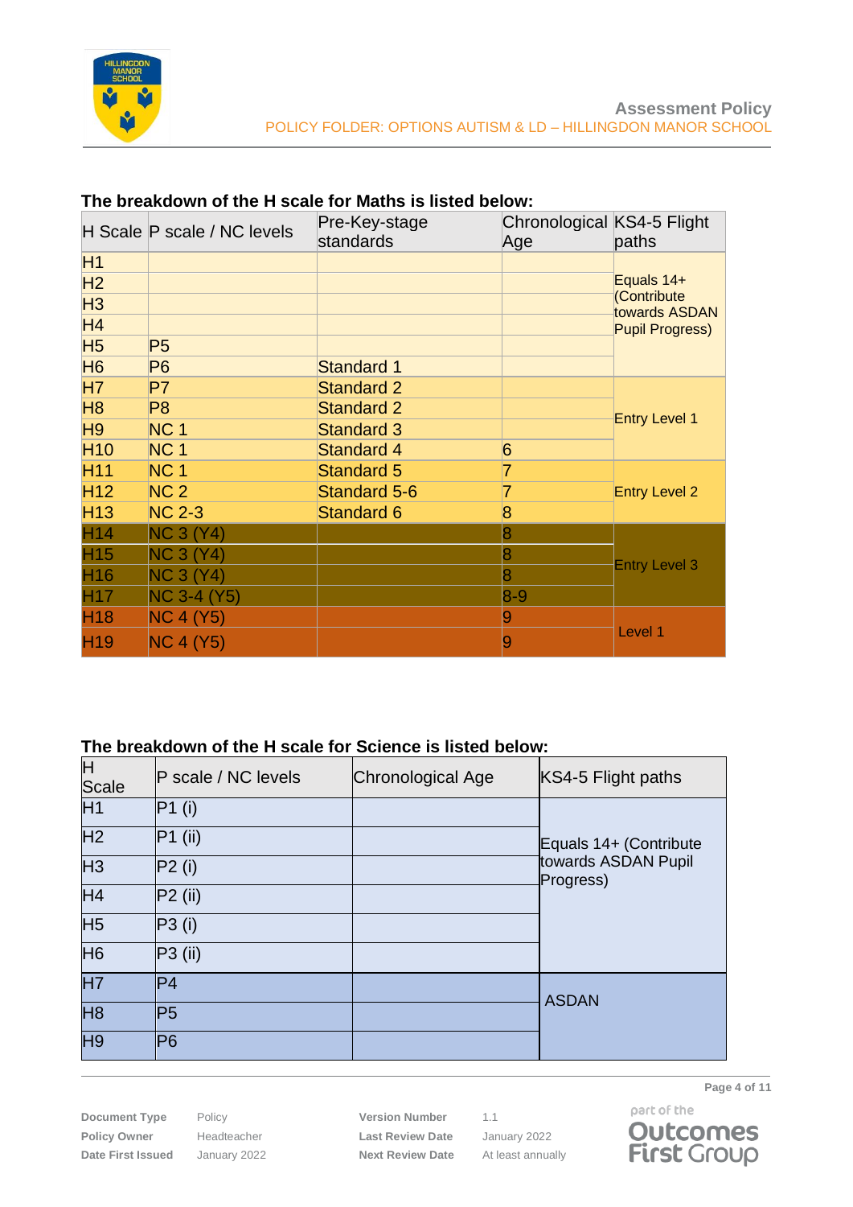**The breakdown of the H scale for Maths is listed below:**

| H Scale | P scale / NC levels | Pre-Key-stage standards | Chronological Age | KS4-5 Flight paths |
|---|---|---|---|---|
| H1 | | | | Equals 14+ (Contribute towards ASDAN Pupil Progress) |
| H2 | | | | |
| H3 | | | | |
| H4 | | | | |
| H5 | P5 | | | |
| H6 | P6 | Standard 1 | | |
| H7 | P7 | Standard 2 | | Entry Level 1 |
| H8 | P8 | Standard 2 | | |
| H9 | NC 1 | Standard 3 | | |
| H10 | NC 1 | Standard 4 | 6 | |
| H11 | NC 1 | Standard 5 | 7 | Entry Level 2 |
| H12 | NC 2 | Standard 5-6 | 7 | |
| H13 | NC 2-3 | Standard 6 | 8 | |
| H14 | NC 3 (Y4) | | 8 | Entry Level 3 |
| H15 | NC 3 (Y4) | | 8 | |
| H16 | NC 3 (Y4) | | 8 | |
| H17 | NC 3-4 (Y5) | | 8-9 | |
| H18 | NC 4 (Y5) | | 9 | Level 1 |
| H19 | NC 4 (Y5) | | 9 | |

**The breakdown of the H scale for Science is listed below:**

| H Scale | P scale / NC levels | Chronological Age | KS4-5 Flight paths |
|---|---|---|---|
| H1 | P1 (i) | | Equals 14+ (Contribute towards ASDAN Pupil Progress) |
| H2 | P1 (ii) | | |
| H3 | P2 (i) | | |
| H4 | P2 (ii) | | |
| H5 | P3 (i) | | |
| H6 | P3 (ii) | | |
| H7 | P4 | | ASDAN |
| H8 | P5 | | |
| H9 | P6 | | |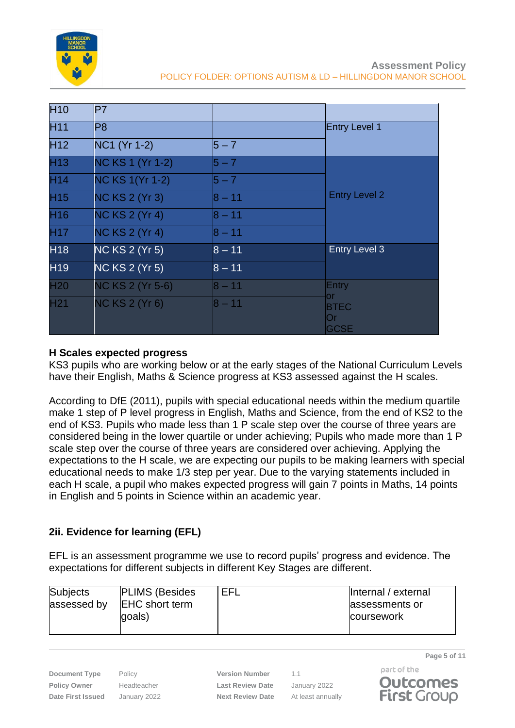| H10 | P7 | | |
|---|---|---|---|
| H11 | P8 | | Entry Level 1 |
| H12 | NC1 (Yr 1-2) | 5 – 7 | |
| H13 | NC KS 1 (Yr 1-2) | 5 – 7 | Entry Level 2 |
| H14 | NC KS 1(Yr 1-2) | 5 – 7 | |
| H15 | NC KS 2 (Yr 3) | 8 – 11 | |
| H16 | NC KS 2 (Yr 4) | 8 – 11 | |
| H17 | NC KS 2 (Yr 4) | 8 – 11 | |
| H18 | NC KS 2 (Yr 5) | 8 – 11 | Entry Level 3 |
| H19 | NC KS 2 (Yr 5) | 8 – 11 | |
| H20 | NC KS 2 (Yr 5-6) | 8 – 11 | Entry or BTEC Or GCSE |
| H21 | NC KS 2 (Yr 6) | 8 – 11 | |

**H Scales expected progress**

KS3 pupils who are working below or at the early stages of the National Curriculum Levels have their English, Maths & Science progress at KS3 assessed against the H scales.

According to DfE (2011), pupils with special educational needs within the medium quartile make 1 step of P level progress in English, Maths and Science, from the end of KS2 to the end of KS3. Pupils who made less than 1 P scale step over the course of three years are considered being in the lower quartile or under achieving; Pupils who made more than 1 P scale step over the course of three years are considered over achieving. Applying the expectations to the H scale, we are expecting our pupils to be making learners with special educational needs to make 1/3 step per year. Due to the varying statements included in each H scale, a pupil who makes expected progress will gain 7 points in Maths, 14 points in English and 5 points in Science within an academic year.

### 2ii. Evidence for learning (EFL)

EFL is an assessment programme we use to record pupils' progress and evidence. The expectations for different subjects in different Key Stages are different.

| Subjects assessed by | PLIMS (Besides EHC short term goals) | EFL | Internal / external assessments or coursework |
|---|---|---|---|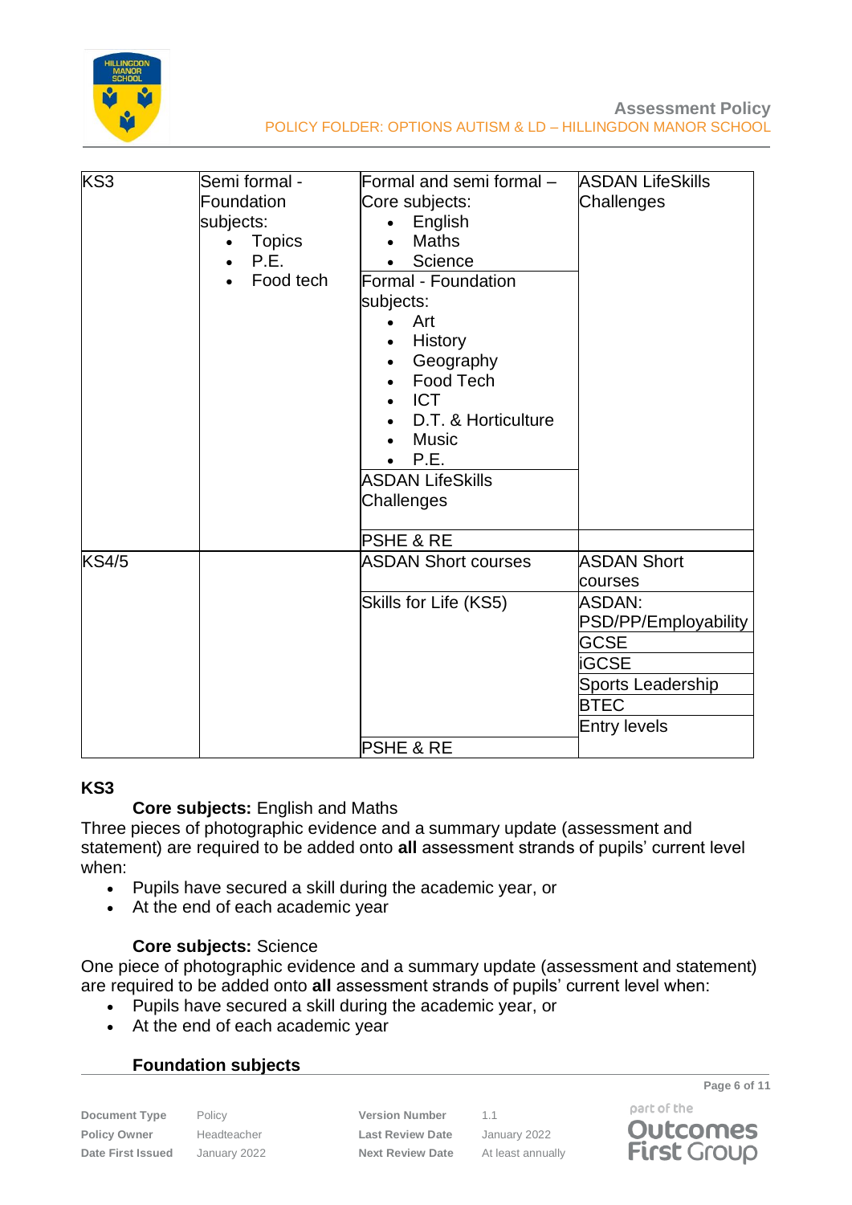| | | | |
|---|---|---|---|
| KS3 | Semi formal - Foundation subjects:<br>• Topics<br>• P.E.<br>• Food tech | Formal and semi formal – Core subjects:<br>• English<br>• Maths<br>• Science | ASDAN LifeSkills Challenges |
| | | Formal - Foundation subjects:<br>• Art<br>• History<br>• Geography<br>• Food Tech<br>• ICT<br>• D.T. & Horticulture<br>• Music<br>• P.E. | |
| | | ASDAN LifeSkills Challenges | |
| | | PSHE & RE | |
| KS4/5 | | ASDAN Short courses | ASDAN Short courses |
| | | Skills for Life (KS5) | ASDAN: PSD/PP/Employability |
| | | | GCSE |
| | | | iGCSE |
| | | | Sports Leadership |
| | | | BTEC |
| | | | Entry levels |
| | | PSHE & RE | |

**KS3**

**Core subjects:** English and Maths

Three pieces of photographic evidence and a summary update (assessment and statement) are required to be added onto **all** assessment strands of pupils' current level when:

- Pupils have secured a skill during the academic year, or
- At the end of each academic year

**Core subjects:** Science

One piece of photographic evidence and a summary update (assessment and statement) are required to be added onto **all** assessment strands of pupils' current level when:

- Pupils have secured a skill during the academic year, or
- At the end of each academic year

**Foundation subjects**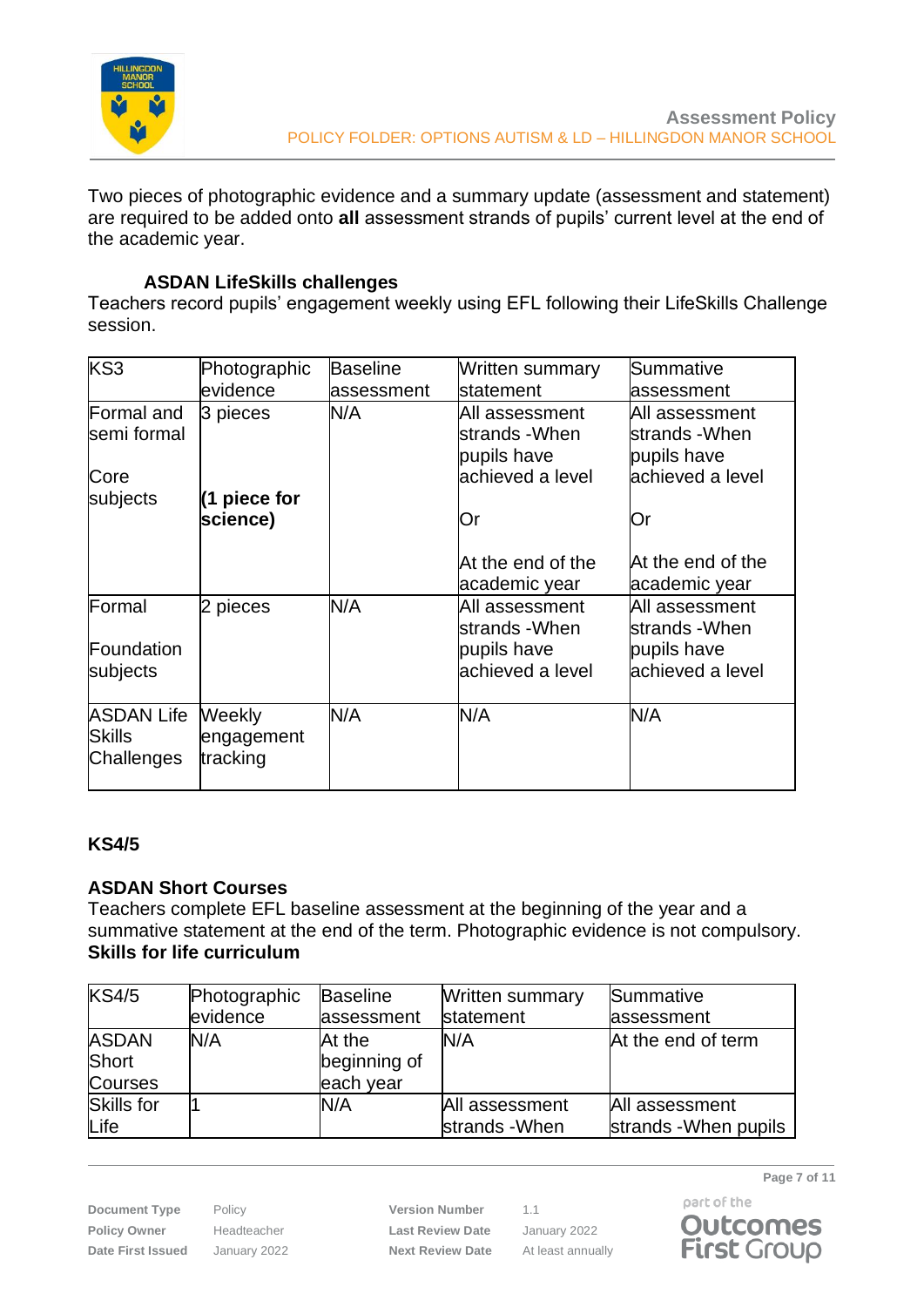Two pieces of photographic evidence and a summary update (assessment and statement) are required to be added onto **all** assessment strands of pupils' current level at the end of the academic year.

### ASDAN LifeSkills challenges

Teachers record pupils' engagement weekly using EFL following their LifeSkills Challenge session.

| KS3 | Photographic evidence | Baseline assessment | Written summary statement | Summative assessment |
|---|---|---|---|---|
| Formal and semi formal<br><br>Core subjects | 3 pieces<br><br>**(1 piece for science)** | N/A | All assessment strands -When pupils have achieved a level<br><br>Or<br><br>At the end of the academic year | All assessment strands -When pupils have achieved a level<br><br>Or<br><br>At the end of the academic year |
| Formal<br><br>Foundation subjects | 2 pieces | N/A | All assessment strands -When pupils have achieved a level | All assessment strands -When pupils have achieved a level |
| ASDAN Life Skills Challenges | Weekly engagement tracking | N/A | N/A | N/A |

**KS4/5**

**ASDAN Short Courses**

Teachers complete EFL baseline assessment at the beginning of the year and a summative statement at the end of the term. Photographic evidence is not compulsory.

**Skills for life curriculum**

| KS4/5 | Photographic evidence | Baseline assessment | Written summary statement | Summative assessment |
|---|---|---|---|---|
| ASDAN Short Courses | N/A | At the beginning of each year | N/A | At the end of term |
| Skills for Life | 1 | N/A | All assessment strands -When | All assessment strands -When pupils |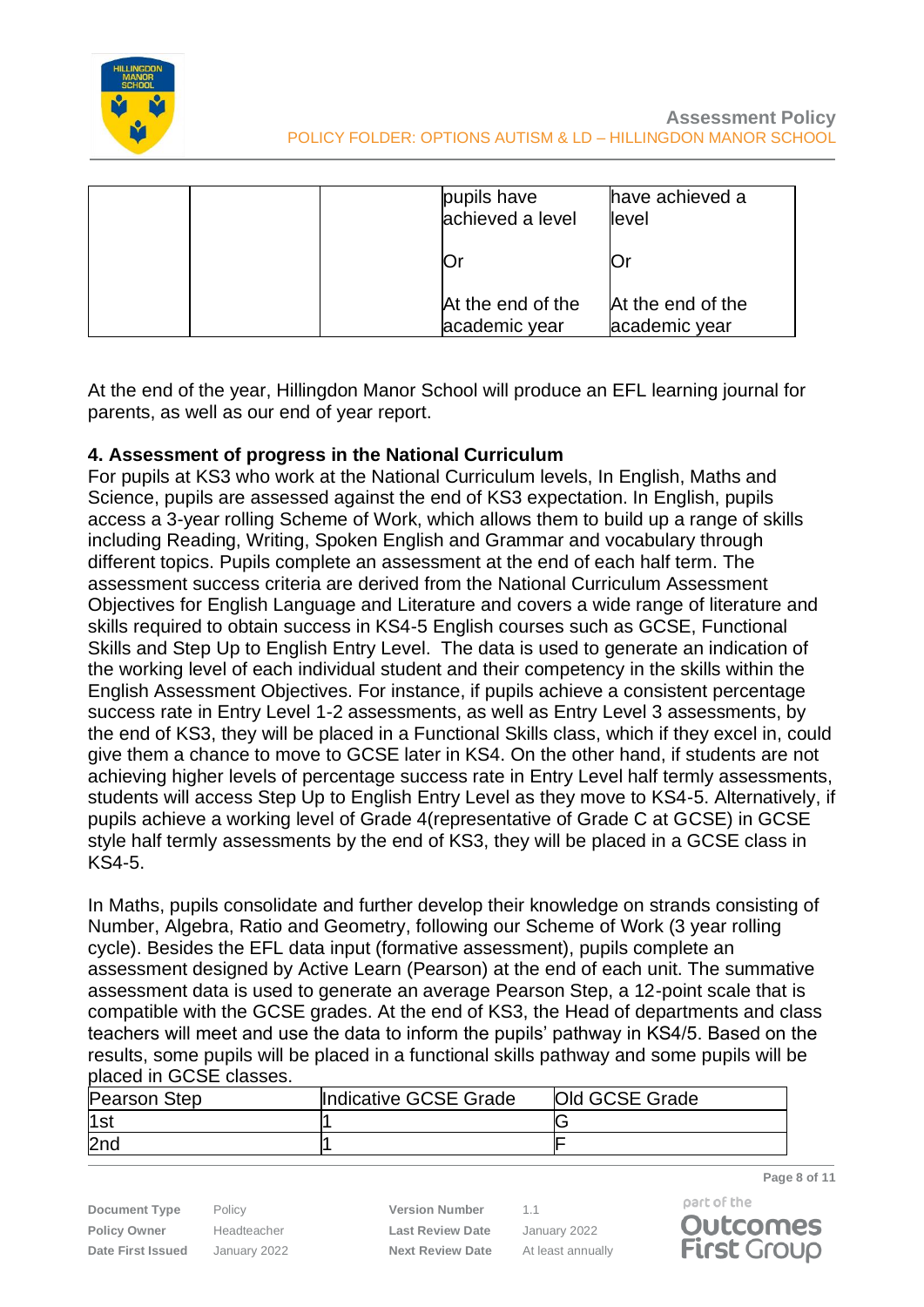|  |  | pupils have achieved a level<br><br>Or<br><br>At the end of the academic year | have achieved a level<br><br>Or<br><br>At the end of the academic year |
|---|---|---|---|

At the end of the year, Hillingdon Manor School will produce an EFL learning journal for parents, as well as our end of year report.

### 4. Assessment of progress in the National Curriculum

For pupils at KS3 who work at the National Curriculum levels, In English, Maths and Science, pupils are assessed against the end of KS3 expectation. In English, pupils access a 3-year rolling Scheme of Work, which allows them to build up a range of skills including Reading, Writing, Spoken English and Grammar and vocabulary through different topics. Pupils complete an assessment at the end of each half term. The assessment success criteria are derived from the National Curriculum Assessment Objectives for English Language and Literature and covers a wide range of literature and skills required to obtain success in KS4-5 English courses such as GCSE, Functional Skills and Step Up to English Entry Level. The data is used to generate an indication of the working level of each individual student and their competency in the skills within the English Assessment Objectives. For instance, if pupils achieve a consistent percentage success rate in Entry Level 1-2 assessments, as well as Entry Level 3 assessments, by the end of KS3, they will be placed in a Functional Skills class, which if they excel in, could give them a chance to move to GCSE later in KS4. On the other hand, if students are not achieving higher levels of percentage success rate in Entry Level half termly assessments, students will access Step Up to English Entry Level as they move to KS4-5. Alternatively, if pupils achieve a working level of Grade 4(representative of Grade C at GCSE) in GCSE style half termly assessments by the end of KS3, they will be placed in a GCSE class in KS4-5.

In Maths, pupils consolidate and further develop their knowledge on strands consisting of Number, Algebra, Ratio and Geometry, following our Scheme of Work (3 year rolling cycle). Besides the EFL data input (formative assessment), pupils complete an assessment designed by Active Learn (Pearson) at the end of each unit. The summative assessment data is used to generate an average Pearson Step, a 12-point scale that is compatible with the GCSE grades. At the end of KS3, the Head of departments and class teachers will meet and use the data to inform the pupils' pathway in KS4/5. Based on the results, some pupils will be placed in a functional skills pathway and some pupils will be placed in GCSE classes.

| Pearson Step | Indicative GCSE Grade | Old GCSE Grade |
|---|---|---|
| 1st | 1 | G |
| 2nd | 1 | F |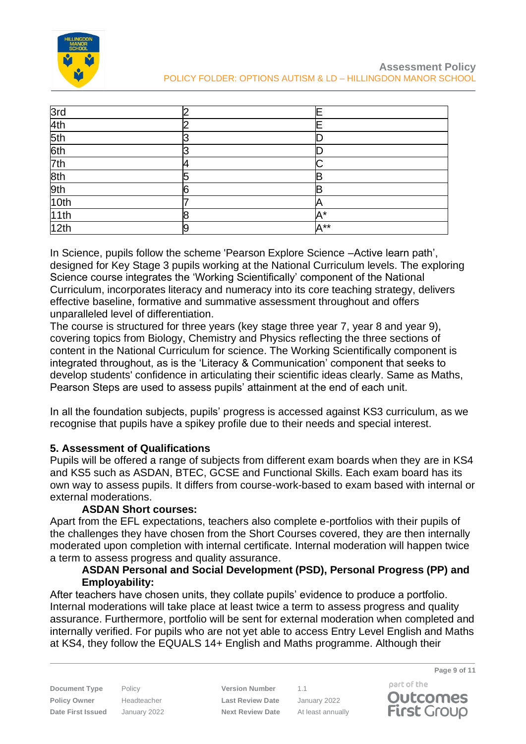| 3rd | 2 | E |
|---|---|---|
| 4th | 2 | E |
| 5th | 3 | D |
| 6th | 3 | D |
| 7th | 4 | C |
| 8th | 5 | B |
| 9th | 6 | B |
| 10th | 7 | A |
| 11th | 8 | A* |
| 12th | 9 | A** |

In Science, pupils follow the scheme 'Pearson Explore Science –Active learn path', designed for Key Stage 3 pupils working at the National Curriculum levels. The exploring Science course integrates the 'Working Scientifically' component of the National Curriculum, incorporates literacy and numeracy into its core teaching strategy, delivers effective baseline, formative and summative assessment throughout and offers unparalleled level of differentiation.

The course is structured for three years (key stage three year 7, year 8 and year 9), covering topics from Biology, Chemistry and Physics reflecting the three sections of content in the National Curriculum for science. The Working Scientifically component is integrated throughout, as is the 'Literacy & Communication' component that seeks to develop students' confidence in articulating their scientific ideas clearly. Same as Maths, Pearson Steps are used to assess pupils' attainment at the end of each unit.

In all the foundation subjects, pupils' progress is accessed against KS3 curriculum, as we recognise that pupils have a spikey profile due to their needs and special interest.

**5. Assessment of Qualifications**

Pupils will be offered a range of subjects from different exam boards when they are in KS4 and KS5 such as ASDAN, BTEC, GCSE and Functional Skills. Each exam board has its own way to assess pupils. It differs from course-work-based to exam based with internal or external moderations.

**ASDAN Short courses:**

Apart from the EFL expectations, teachers also complete e-portfolios with their pupils of the challenges they have chosen from the Short Courses covered, they are then internally moderated upon completion with internal certificate. Internal moderation will happen twice a term to assess progress and quality assurance.

**ASDAN Personal and Social Development (PSD), Personal Progress (PP) and Employability:**

After teachers have chosen units, they collate pupils' evidence to produce a portfolio. Internal moderations will take place at least twice a term to assess progress and quality assurance. Furthermore, portfolio will be sent for external moderation when completed and internally verified. For pupils who are not yet able to access Entry Level English and Maths at KS4, they follow the EQUALS 14+ English and Maths programme. Although their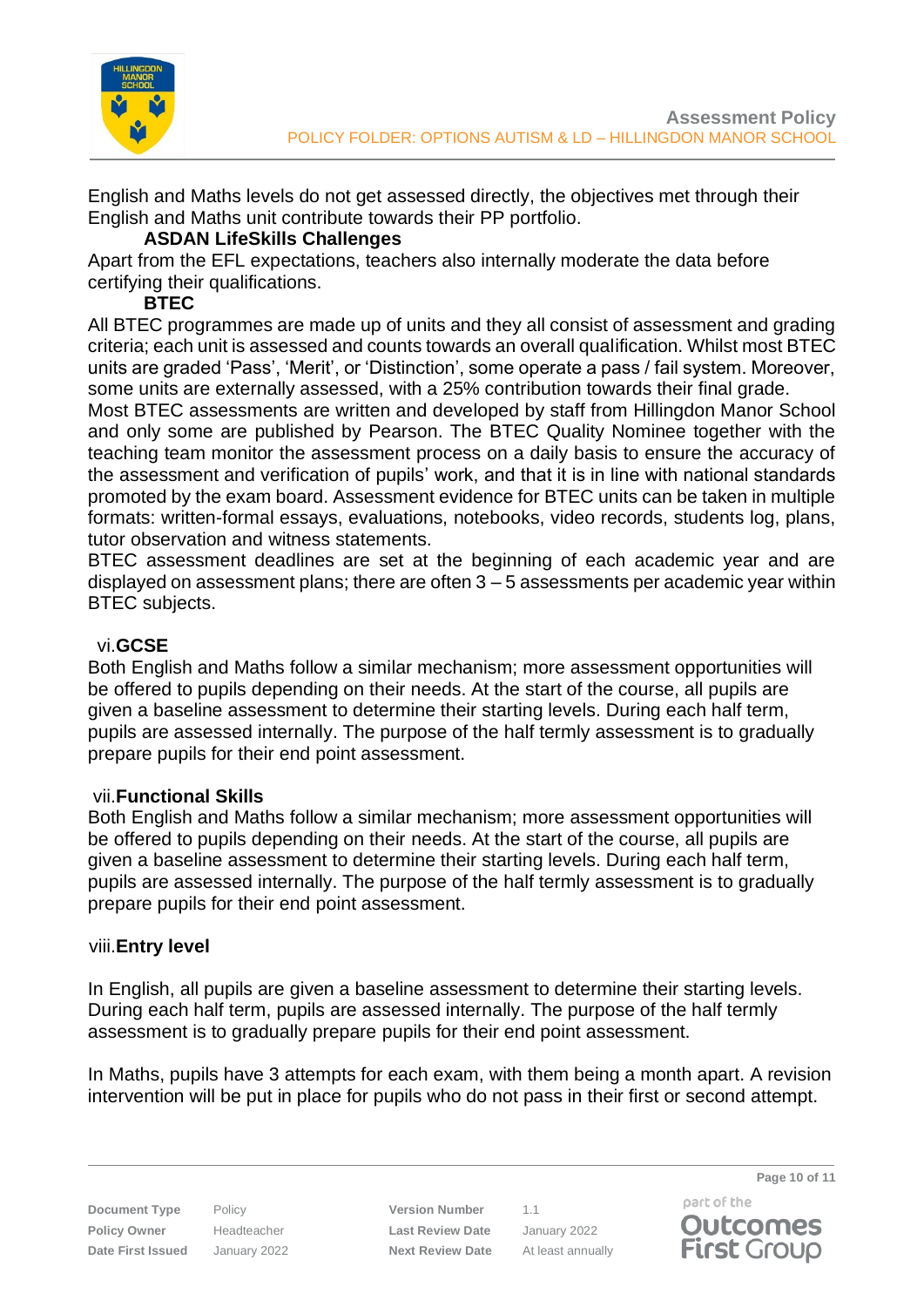English and Maths levels do not get assessed directly, the objectives met through their English and Maths unit contribute towards their PP portfolio.

**ASDAN LifeSkills Challenges**

Apart from the EFL expectations, teachers also internally moderate the data before certifying their qualifications.

**BTEC**

All BTEC programmes are made up of units and they all consist of assessment and grading criteria; each unit is assessed and counts towards an overall qualification. Whilst most BTEC units are graded 'Pass', 'Merit', or 'Distinction', some operate a pass / fail system. Moreover, some units are externally assessed, with a 25% contribution towards their final grade.

Most BTEC assessments are written and developed by staff from Hillingdon Manor School and only some are published by Pearson. The BTEC Quality Nominee together with the teaching team monitor the assessment process on a daily basis to ensure the accuracy of the assessment and verification of pupils' work, and that it is in line with national standards promoted by the exam board. Assessment evidence for BTEC units can be taken in multiple formats: written-formal essays, evaluations, notebooks, video records, students log, plans, tutor observation and witness statements.

BTEC assessment deadlines are set at the beginning of each academic year and are displayed on assessment plans; there are often 3 – 5 assessments per academic year within BTEC subjects.

vi. **GCSE**

Both English and Maths follow a similar mechanism; more assessment opportunities will be offered to pupils depending on their needs. At the start of the course, all pupils are given a baseline assessment to determine their starting levels. During each half term, pupils are assessed internally. The purpose of the half termly assessment is to gradually prepare pupils for their end point assessment.

vii. **Functional Skills**

Both English and Maths follow a similar mechanism; more assessment opportunities will be offered to pupils depending on their needs. At the start of the course, all pupils are given a baseline assessment to determine their starting levels. During each half term, pupils are assessed internally. The purpose of the half termly assessment is to gradually prepare pupils for their end point assessment.

viii. **Entry level**

In English, all pupils are given a baseline assessment to determine their starting levels. During each half term, pupils are assessed internally. The purpose of the half termly assessment is to gradually prepare pupils for their end point assessment.

In Maths, pupils have 3 attempts for each exam, with them being a month apart. A revision intervention will be put in place for pupils who do not pass in their first or second attempt.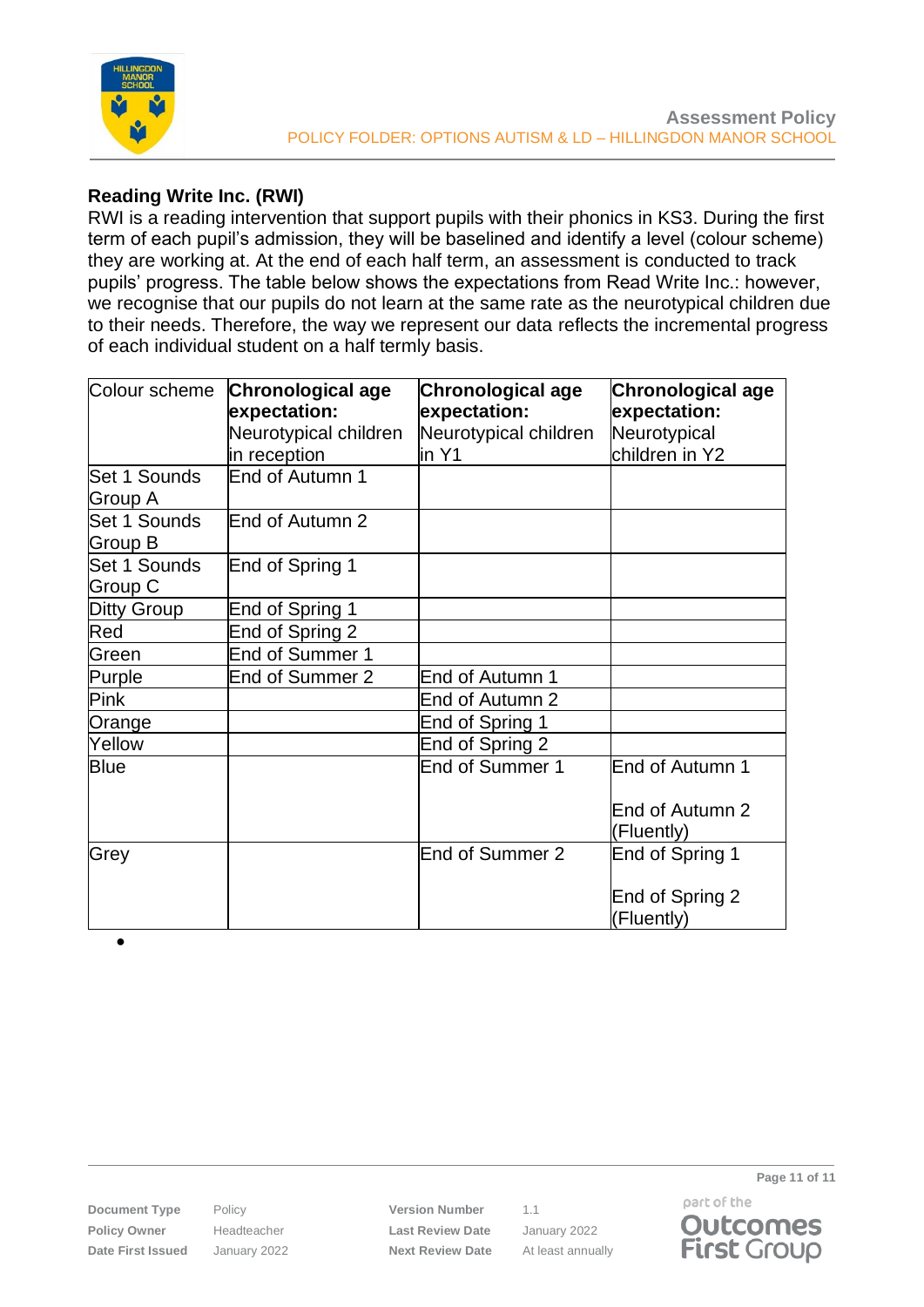### Reading Write Inc. (RWI)

RWI is a reading intervention that support pupils with their phonics in KS3. During the first term of each pupil's admission, they will be baselined and identify a level (colour scheme) they are working at. At the end of each half term, an assessment is conducted to track pupils' progress. The table below shows the expectations from Read Write Inc.: however, we recognise that our pupils do not learn at the same rate as the neurotypical children due to their needs. Therefore, the way we represent our data reflects the incremental progress of each individual student on a half termly basis.

| Colour scheme | **Chronological age expectation:** Neurotypical children in reception | **Chronological age expectation:** Neurotypical children in Y1 | **Chronological age expectation:** Neurotypical children in Y2 |
|---|---|---|---|
| Set 1 Sounds Group A | End of Autumn 1 | | |
| Set 1 Sounds Group B | End of Autumn 2 | | |
| Set 1 Sounds Group C | End of Spring 1 | | |
| Ditty Group | End of Spring 1 | | |
| Red | End of Spring 2 | | |
| Green | End of Summer 1 | | |
| Purple | End of Summer 2 | End of Autumn 1 | |
| Pink | | End of Autumn 2 | |
| Orange | | End of Spring 1 | |
| Yellow | | End of Spring 2 | |
| Blue | | End of Summer 1 | End of Autumn 1<br><br>End of Autumn 2 (Fluently) |
| Grey | | End of Summer 2 | End of Spring 1<br><br>End of Spring 2 (Fluently) |

| | | | |
|---|---|---|---|
| Document Type | Policy | Version Number | 1.1 |
| Policy Owner | Headteacher | Last Review Date | January 2022 |
| Date First Issued | January 2022 | Next Review Date | At least annually |